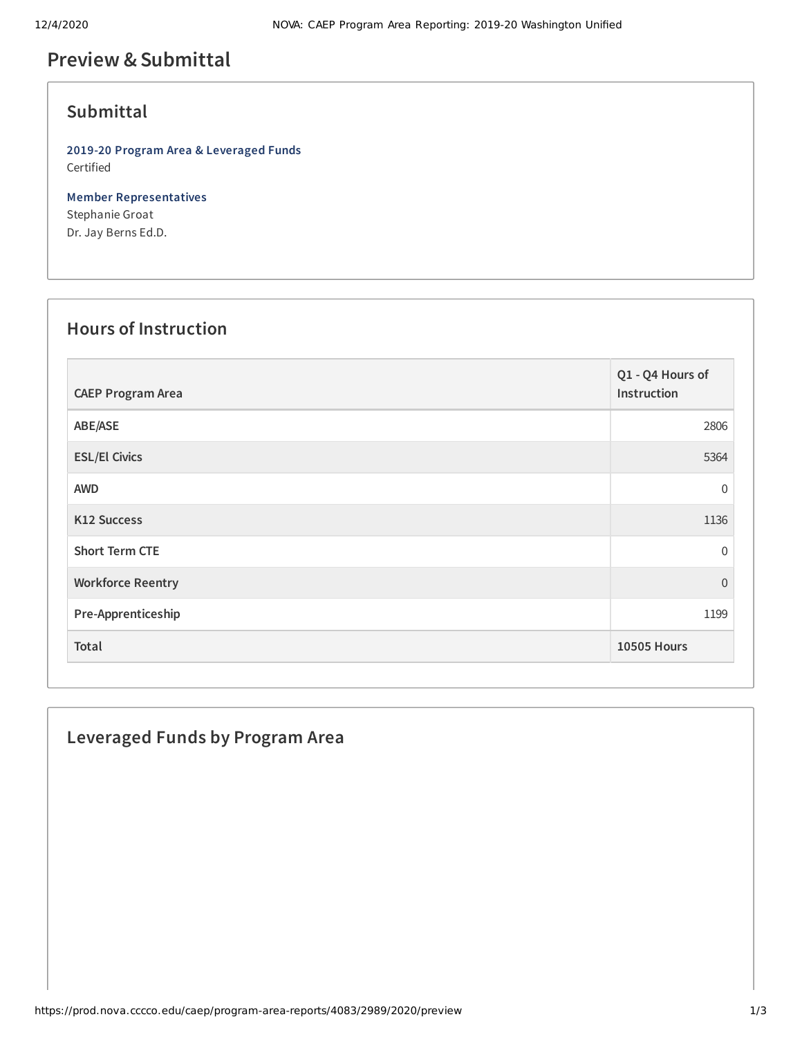# Preview & Submittal

## Submittal

**2019-20 Program Area & Leveraged Funds**
Certified

**Member Representatives**
Stephanie Groat
Dr. Jay Berns Ed.D.

## Hours of Instruction

| CAEP Program Area | Q1 - Q4 Hours of Instruction |
|---|---|
| ABE/ASE | 2806 |
| ESL/El Civics | 5364 |
| AWD | 0 |
| K12 Success | 1136 |
| Short Term CTE | 0 |
| Workforce Reentry | 0 |
| Pre-Apprenticeship | 1199 |
| **Total** | **10505 Hours** |

## Leveraged Funds by Program Area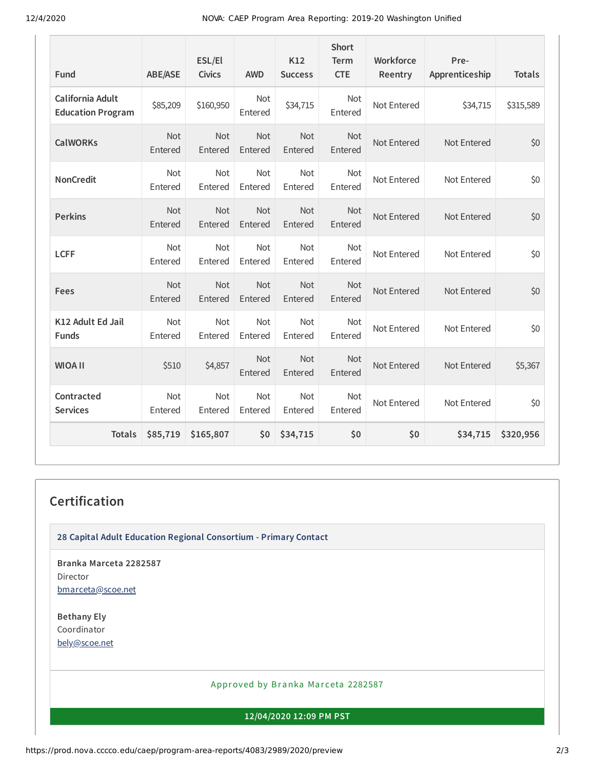| Fund | ABE/ASE | ESL/El Civics | AWD | K12 Success | Short Term CTE | Workforce Reentry | Pre-Apprenticeship | Totals |
|---|---|---|---|---|---|---|---|---|
| California Adult Education Program | $85,209 | $160,950 | Not Entered | $34,715 | Not Entered | Not Entered | $34,715 | $315,589 |
| CalWORKs | Not Entered | Not Entered | Not Entered | Not Entered | Not Entered | Not Entered | Not Entered | $0 |
| NonCredit | Not Entered | Not Entered | Not Entered | Not Entered | Not Entered | Not Entered | Not Entered | $0 |
| Perkins | Not Entered | Not Entered | Not Entered | Not Entered | Not Entered | Not Entered | Not Entered | $0 |
| LCFF | Not Entered | Not Entered | Not Entered | Not Entered | Not Entered | Not Entered | Not Entered | $0 |
| Fees | Not Entered | Not Entered | Not Entered | Not Entered | Not Entered | Not Entered | Not Entered | $0 |
| K12 Adult Ed Jail Funds | Not Entered | Not Entered | Not Entered | Not Entered | Not Entered | Not Entered | Not Entered | $0 |
| WIOA II | $510 | $4,857 | Not Entered | Not Entered | Not Entered | Not Entered | Not Entered | $5,367 |
| Contracted Services | Not Entered | Not Entered | Not Entered | Not Entered | Not Entered | Not Entered | Not Entered | $0 |
| **Totals** | **$85,719** | **$165,807** | **$0** | **$34,715** | **$0** | **$0** | **$34,715** | **$320,956** |

## Certification

**28 Capital Adult Education Regional Consortium - Primary Contact**

**Branka Marceta 2282587**
Director
bmarceta@scoe.net

**Bethany Ely**
Coordinator
bely@scoe.net

Approved by Branka Marceta 2282587

**12/04/2020 12:09 PM PST**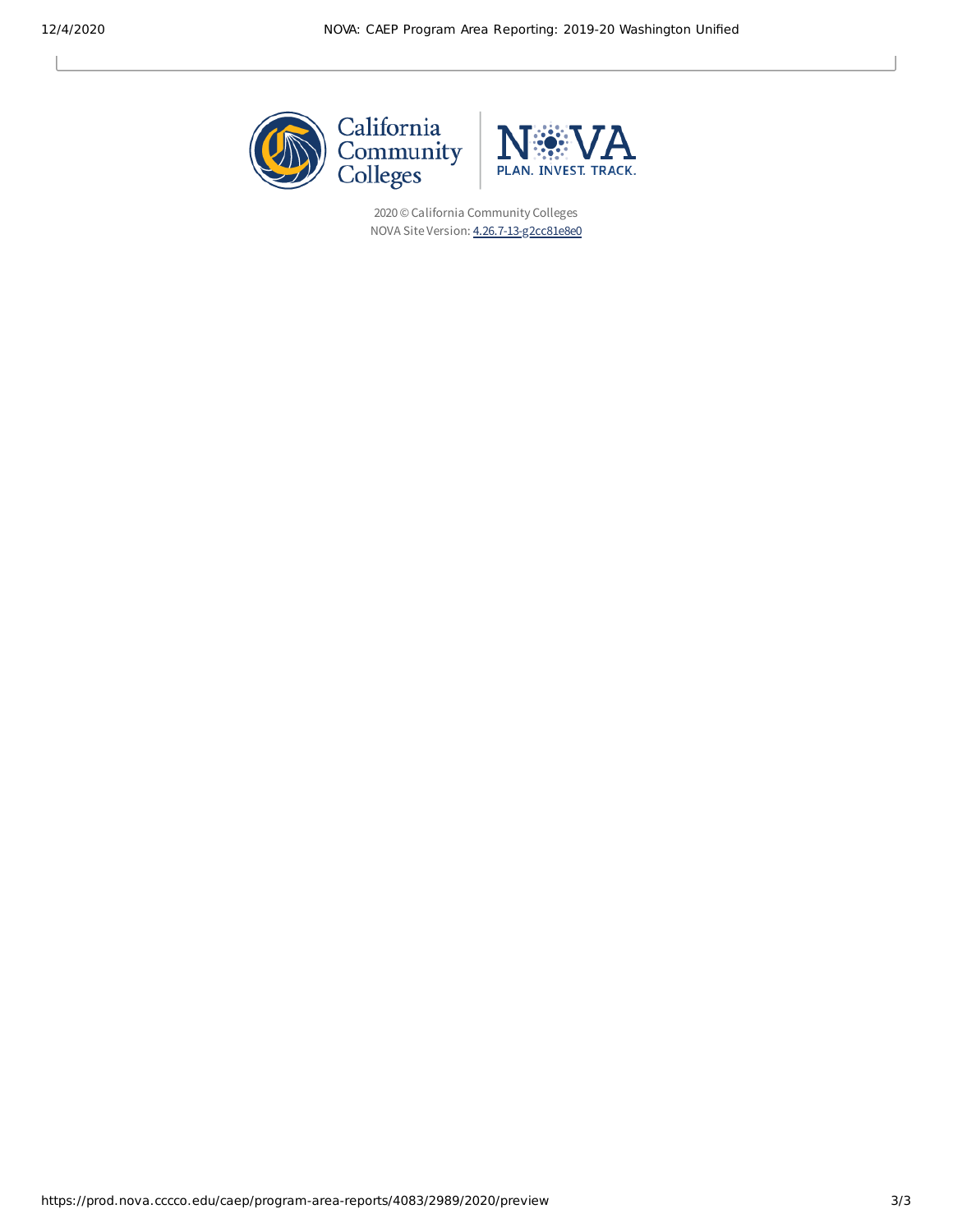2020 © California Community Colleges

NOVA Site Version: [4.26.7-13-g2cc81e8e0]